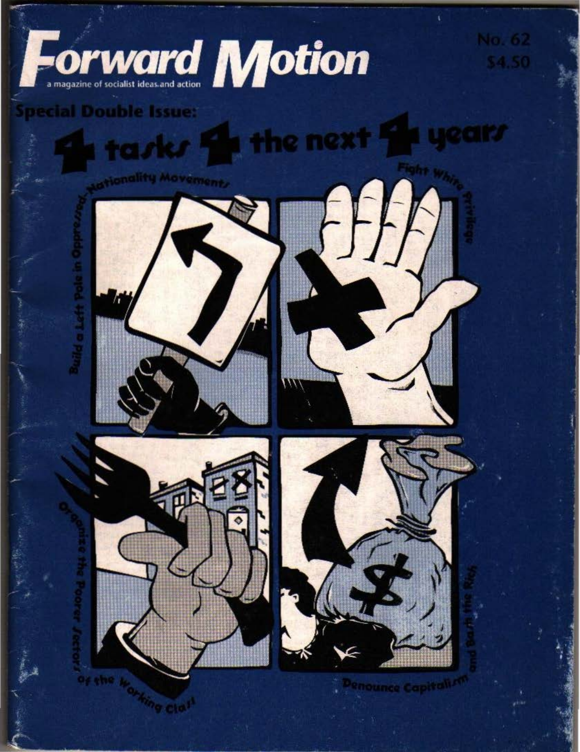# Forward Motion

a magazine of socialist ideas and action

No. 62
$4.50

## Special Double Issue:

# 4 tasks 4 the next 4 years

Build a Left Pole in Oppressed-Nationality Movements

Fight White Privilege

Organize the Poorer Sectors of the Working Class

Denounce Capitalism and Bash the Rich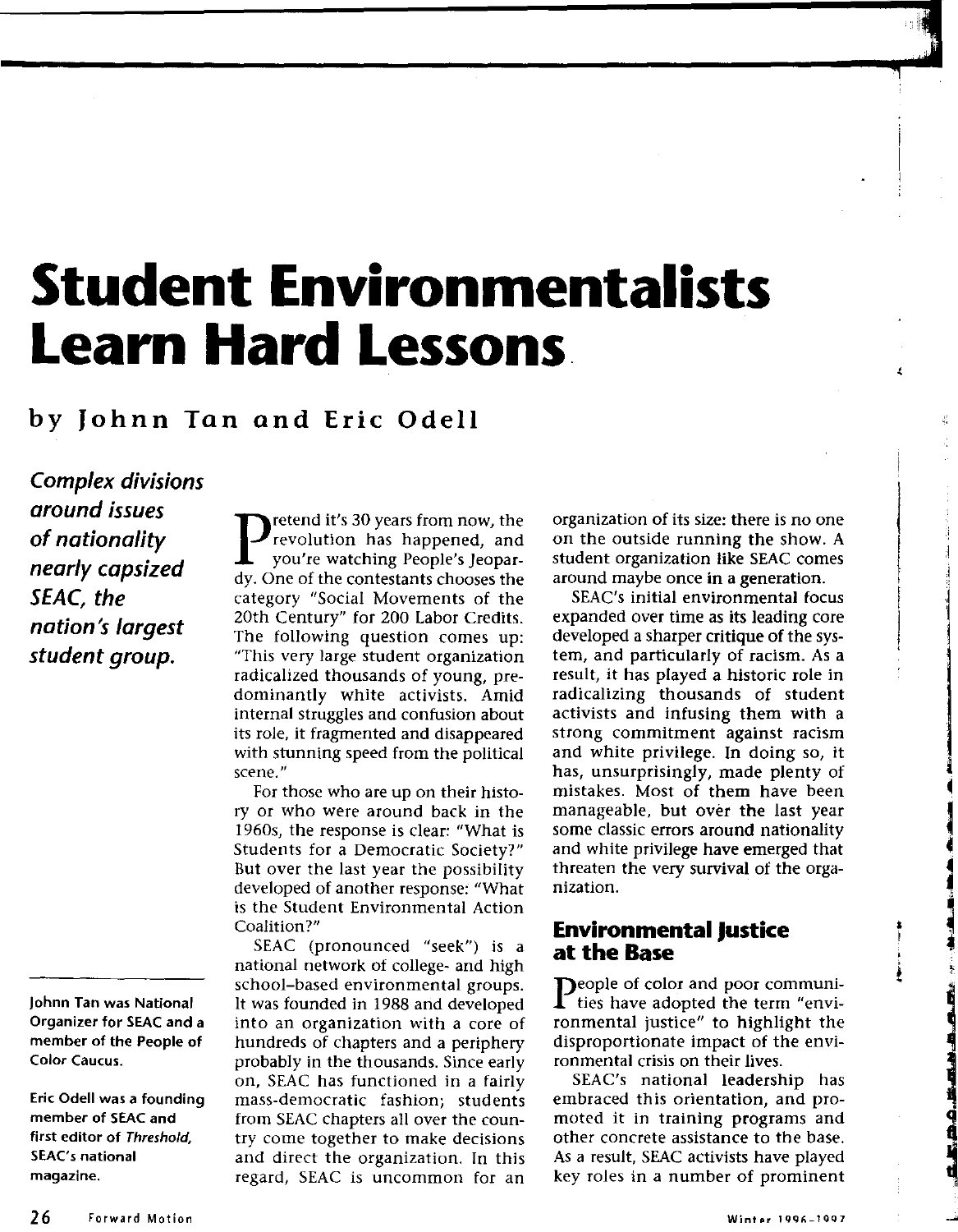# Student Environmentalists Learn Hard Lessons

## by Johnn Tan and Eric Odell

***Complex divisions around issues of nationality nearly capsized SEAC, the nation's largest student group.***

**Johnn Tan was National Organizer for SEAC and a member of the People of Color Caucus.**

**Eric Odell was a founding member of SEAC and first editor of *Threshold*, SEAC's national magazine.**

Pretend it's 30 years from now, the revolution has happened, and you're watching People's Jeopardy. One of the contestants chooses the category "Social Movements of the 20th Century" for 200 Labor Credits. The following question comes up: "This very large student organization radicalized thousands of young, predominantly white activists. Amid internal struggles and confusion about its role, it fragmented and disappeared with stunning speed from the political scene."

For those who are up on their history or who were around back in the 1960s, the response is clear: "What is Students for a Democratic Society?" But over the last year the possibility developed of another response: "What is the Student Environmental Action Coalition?"

SEAC (pronounced "seek") is a national network of college- and high school-based environmental groups. It was founded in 1988 and developed into an organization with a core of hundreds of chapters and a periphery probably in the thousands. Since early on, SEAC has functioned in a fairly mass-democratic fashion; students from SEAC chapters all over the country come together to make decisions and direct the organization. In this regard, SEAC is uncommon for an organization of its size: there is no one on the outside running the show. A student organization like SEAC comes around maybe once in a generation.

SEAC's initial environmental focus expanded over time as its leading core developed a sharper critique of the system, and particularly of racism. As a result, it has played a historic role in radicalizing thousands of student activists and infusing them with a strong commitment against racism and white privilege. In doing so, it has, unsurprisingly, made plenty of mistakes. Most of them have been manageable, but over the last year some classic errors around nationality and white privilege have emerged that threaten the very survival of the organization.

## Environmental Justice at the Base

People of color and poor communities have adopted the term "environmental justice" to highlight the disproportionate impact of the environmental crisis on their lives.

SEAC's national leadership has embraced this orientation, and promoted it in training programs and other concrete assistance to the base. As a result, SEAC activists have played key roles in a number of prominent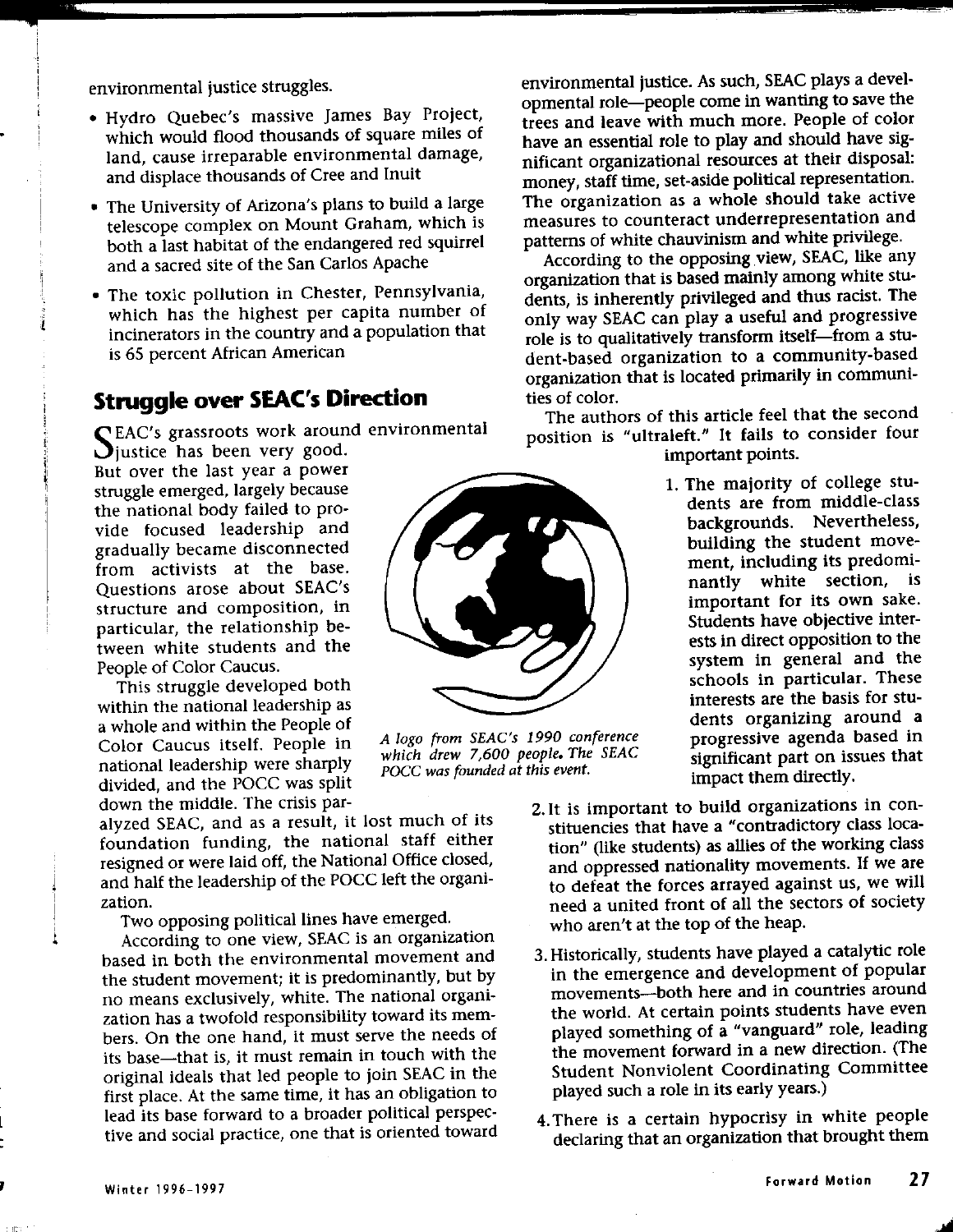environmental justice struggles.

- Hydro Quebec's massive James Bay Project, which would flood thousands of square miles of land, cause irreparable environmental damage, and displace thousands of Cree and Inuit
- The University of Arizona's plans to build a large telescope complex on Mount Graham, which is both a last habitat of the endangered red squirrel and a sacred site of the San Carlos Apache
- The toxic pollution in Chester, Pennsylvania, which has the highest per capita number of incinerators in the country and a population that is 65 percent African American

## Struggle over SEAC's Direction

SEAC's grassroots work around environmental justice has been very good. But over the last year a power struggle emerged, largely because the national body failed to provide focused leadership and gradually became disconnected from activists at the base. Questions arose about SEAC's structure and composition, in particular, the relationship between white students and the People of Color Caucus.

This struggle developed both within the national leadership as a whole and within the People of Color Caucus itself. People in national leadership were sharply divided, and the POCC was split down the middle. The crisis paralyzed SEAC, and as a result, it lost much of its foundation funding, the national staff either resigned or were laid off, the National Office closed, and half the leadership of the POCC left the organization.

*A logo from SEAC's 1990 conference which drew 7,600 people. The SEAC POCC was founded at this event.*

Two opposing political lines have emerged.

According to one view, SEAC is an organization based in both the environmental movement and the student movement; it is predominantly, but by no means exclusively, white. The national organization has a twofold responsibility toward its members. On the one hand, it must serve the needs of its base—that is, it must remain in touch with the original ideals that led people to join SEAC in the first place. At the same time, it has an obligation to lead its base forward to a broader political perspective and social practice, one that is oriented toward environmental justice. As such, SEAC plays a developmental role—people come in wanting to save the trees and leave with much more. People of color have an essential role to play and should have significant organizational resources at their disposal: money, staff time, set-aside political representation. The organization as a whole should take active measures to counteract underrepresentation and patterns of white chauvinism and white privilege.

According to the opposing view, SEAC, like any organization that is based mainly among white students, is inherently privileged and thus racist. The only way SEAC can play a useful and progressive role is to qualitatively transform itself—from a student-based organization to a community-based organization that is located primarily in communities of color.

The authors of this article feel that the second position is "ultraleft." It fails to consider four important points.

1. The majority of college students are from middle-class backgrounds. Nevertheless, building the student movement, including its predominantly white section, is important for its own sake. Students have objective interests in direct opposition to the system in general and the schools in particular. These interests are the basis for students organizing around a progressive agenda based in significant part on issues that impact them directly.
2. It is important to build organizations in constituencies that have a "contradictory class location" (like students) as allies of the working class and oppressed nationality movements. If we are to defeat the forces arrayed against us, we will need a united front of all the sectors of society who aren't at the top of the heap.
3. Historically, students have played a catalytic role in the emergence and development of popular movements—both here and in countries around the world. At certain points students have even played something of a "vanguard" role, leading the movement forward in a new direction. (The Student Nonviolent Coordinating Committee played such a role in its early years.)
4. There is a certain hypocrisy in white people declaring that an organization that brought them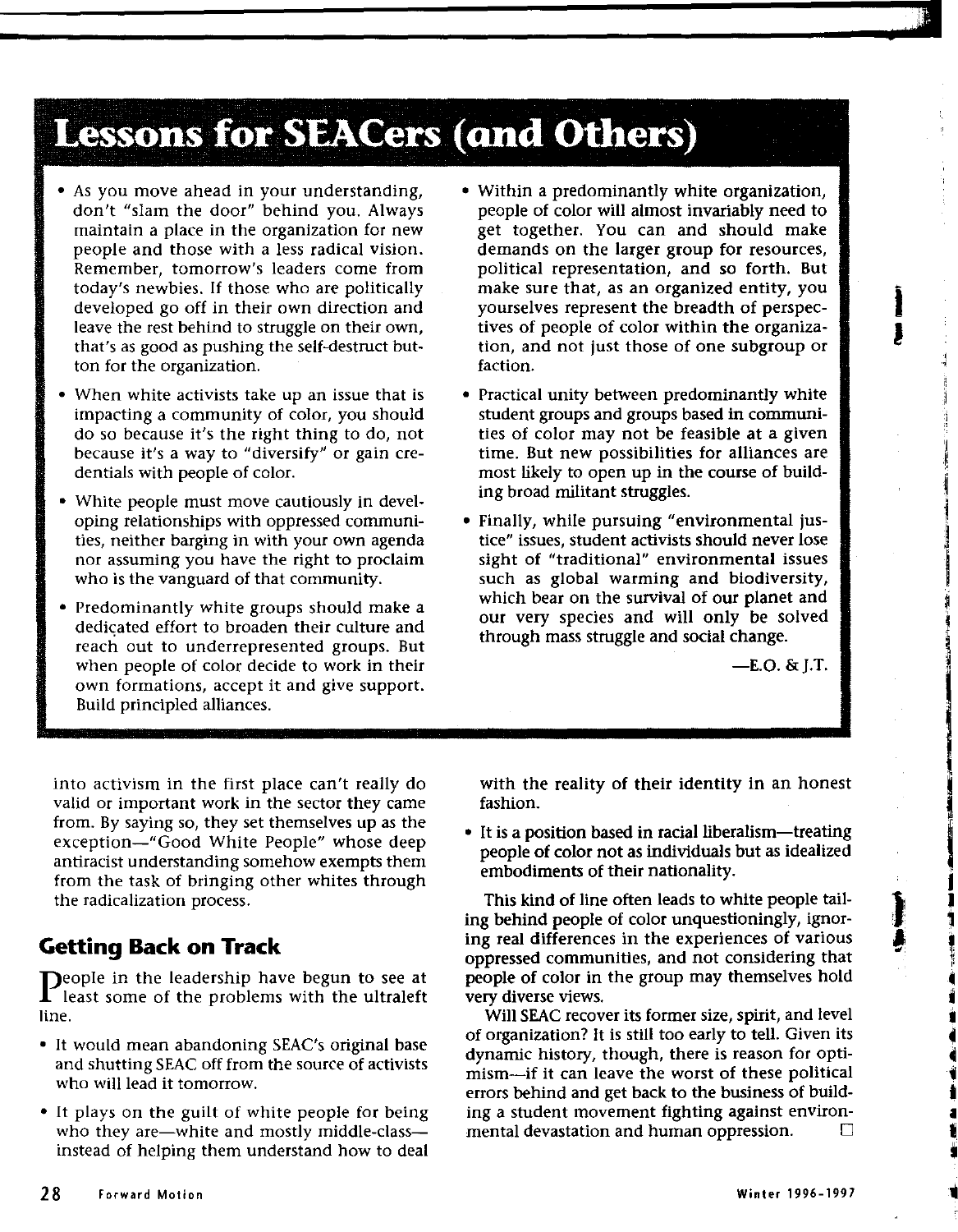## Lessons for SEACers (and Others)

- As you move ahead in your understanding, don't "slam the door" behind you. Always maintain a place in the organization for new people and those with a less radical vision. Remember, tomorrow's leaders come from today's newbies. If those who are politically developed go off in their own direction and leave the rest behind to struggle on their own, that's as good as pushing the self-destruct button for the organization.
- When white activists take up an issue that is impacting a community of color, you should do so because it's the right thing to do, not because it's a way to "diversify" or gain credentials with people of color.
- White people must move cautiously in developing relationships with oppressed communities, neither barging in with your own agenda nor assuming you have the right to proclaim who is the vanguard of that community.
- Predominantly white groups should make a dedicated effort to broaden their culture and reach out to underrepresented groups. But when people of color decide to work in their own formations, accept it and give support. Build principled alliances.
- Within a predominantly white organization, people of color will almost invariably need to get together. You can and should make demands on the larger group for resources, political representation, and so forth. But make sure that, as an organized entity, you yourselves represent the breadth of perspectives of people of color within the organization, and not just those of one subgroup or faction.
- Practical unity between predominantly white student groups and groups based in communities of color may not be feasible at a given time. But new possibilities for alliances are most likely to open up in the course of building broad militant struggles.
- Finally, while pursuing "environmental justice" issues, student activists should never lose sight of "traditional" environmental issues such as global warming and biodiversity, which bear on the survival of our planet and our very species and will only be solved through mass struggle and social change.

—E.O. & J.T.

into activism in the first place can't really do valid or important work in the sector they came from. By saying so, they set themselves up as the exception—"Good White People" whose deep antiracist understanding somehow exempts them from the task of bringing other whites through the radicalization process.

## Getting Back on Track

People in the leadership have begun to see at least some of the problems with the ultraleft line.

- It would mean abandoning SEAC's original base and shutting SEAC off from the source of activists who will lead it tomorrow.
- It plays on the guilt of white people for being who they are—white and mostly middle-class—instead of helping them understand how to deal with the reality of their identity in an honest fashion.
- It is a position based in racial liberalism—treating people of color not as individuals but as idealized embodiments of their nationality.

This kind of line often leads to white people tailing behind people of color unquestioningly, ignoring real differences in the experiences of various oppressed communities, and not considering that people of color in the group may themselves hold very diverse views.

Will SEAC recover its former size, spirit, and level of organization? It is still too early to tell. Given its dynamic history, though, there is reason for optimism—if it can leave the worst of these political errors behind and get back to the business of building a student movement fighting against environmental devastation and human oppression. □